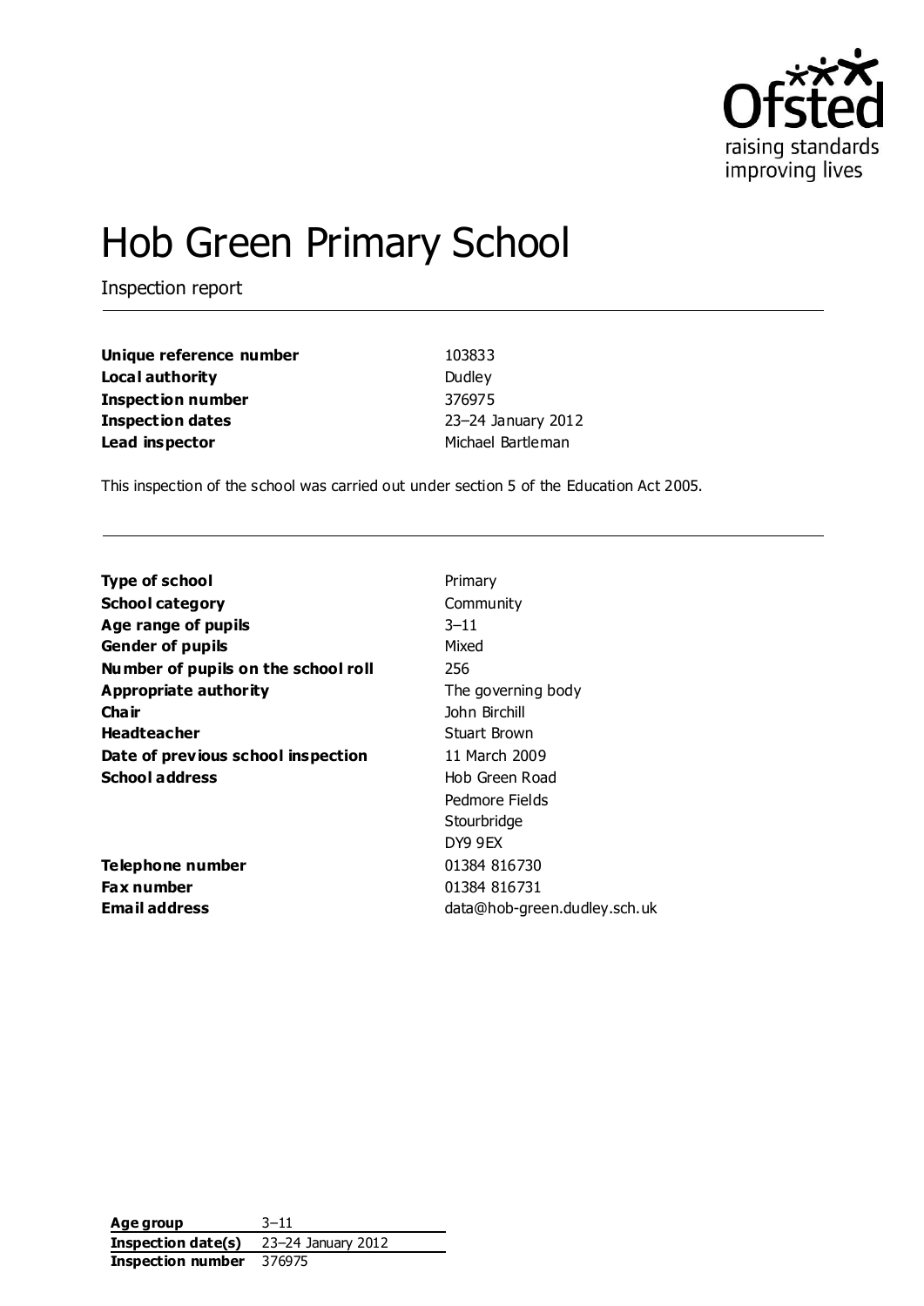# Hob Green Primary School

Inspection report

| | |
|---|---|
| **Unique reference number** | 103833 |
| **Local authority** | Dudley |
| **Inspection number** | 376975 |
| **Inspection dates** | 23–24 January 2012 |
| **Lead inspector** | Michael Bartleman |

This inspection of the school was carried out under section 5 of the Education Act 2005.

| | |
|---|---|
| **Type of school** | Primary |
| **School category** | Community |
| **Age range of pupils** | 3–11 |
| **Gender of pupils** | Mixed |
| **Number of pupils on the school roll** | 256 |
| **Appropriate authority** | The governing body |
| **Chair** | John Birchill |
| **Headteacher** | Stuart Brown |
| **Date of previous school inspection** | 11 March 2009 |
| **School address** | Hob Green Road<br>Pedmore Fields<br>Stourbridge<br>DY9 9EX |
| **Telephone number** | 01384 816730 |
| **Fax number** | 01384 816731 |
| **Email address** | data@hob-green.dudley.sch.uk |

| | |
|---|---|
| **Age group** | 3–11 |
| **Inspection date(s)** | 23–24 January 2012 |
| **Inspection number** | 376975 |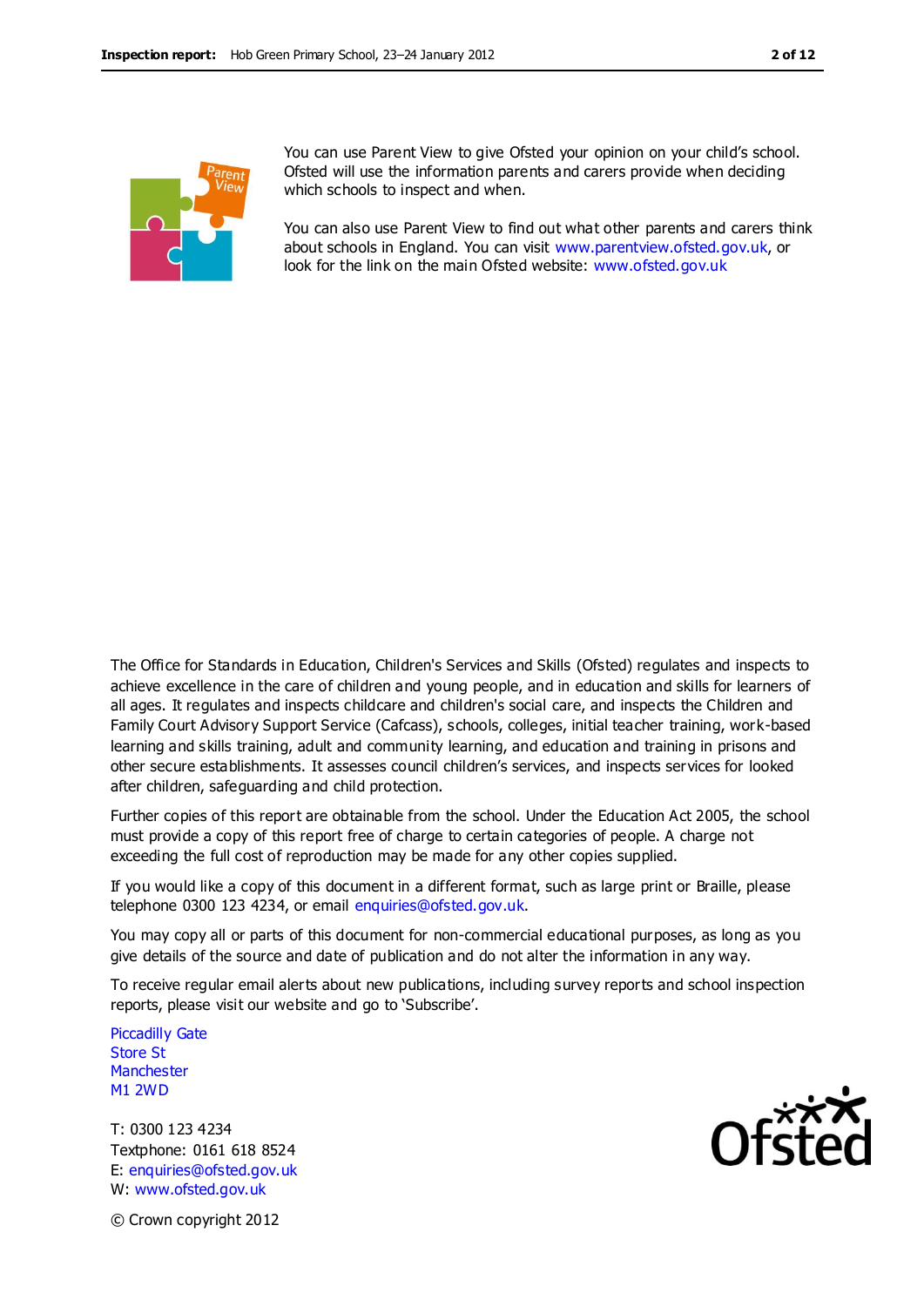You can use Parent View to give Ofsted your opinion on your child's school. Ofsted will use the information parents and carers provide when deciding which schools to inspect and when.

You can also use Parent View to find out what other parents and carers think about schools in England. You can visit www.parentview.ofsted.gov.uk, or look for the link on the main Ofsted website: www.ofsted.gov.uk

The Office for Standards in Education, Children's Services and Skills (Ofsted) regulates and inspects to achieve excellence in the care of children and young people, and in education and skills for learners of all ages. It regulates and inspects childcare and children's social care, and inspects the Children and Family Court Advisory Support Service (Cafcass), schools, colleges, initial teacher training, work-based learning and skills training, adult and community learning, and education and training in prisons and other secure establishments. It assesses council children's services, and inspects services for looked after children, safeguarding and child protection.

Further copies of this report are obtainable from the school. Under the Education Act 2005, the school must provide a copy of this report free of charge to certain categories of people. A charge not exceeding the full cost of reproduction may be made for any other copies supplied.

If you would like a copy of this document in a different format, such as large print or Braille, please telephone 0300 123 4234, or email enquiries@ofsted.gov.uk.

You may copy all or parts of this document for non-commercial educational purposes, as long as you give details of the source and date of publication and do not alter the information in any way.

To receive regular email alerts about new publications, including survey reports and school inspection reports, please visit our website and go to 'Subscribe'.

Piccadilly Gate
Store St
Manchester
M1 2WD

T: 0300 123 4234
Textphone: 0161 618 8524
E: enquiries@ofsted.gov.uk
W: www.ofsted.gov.uk

© Crown copyright 2012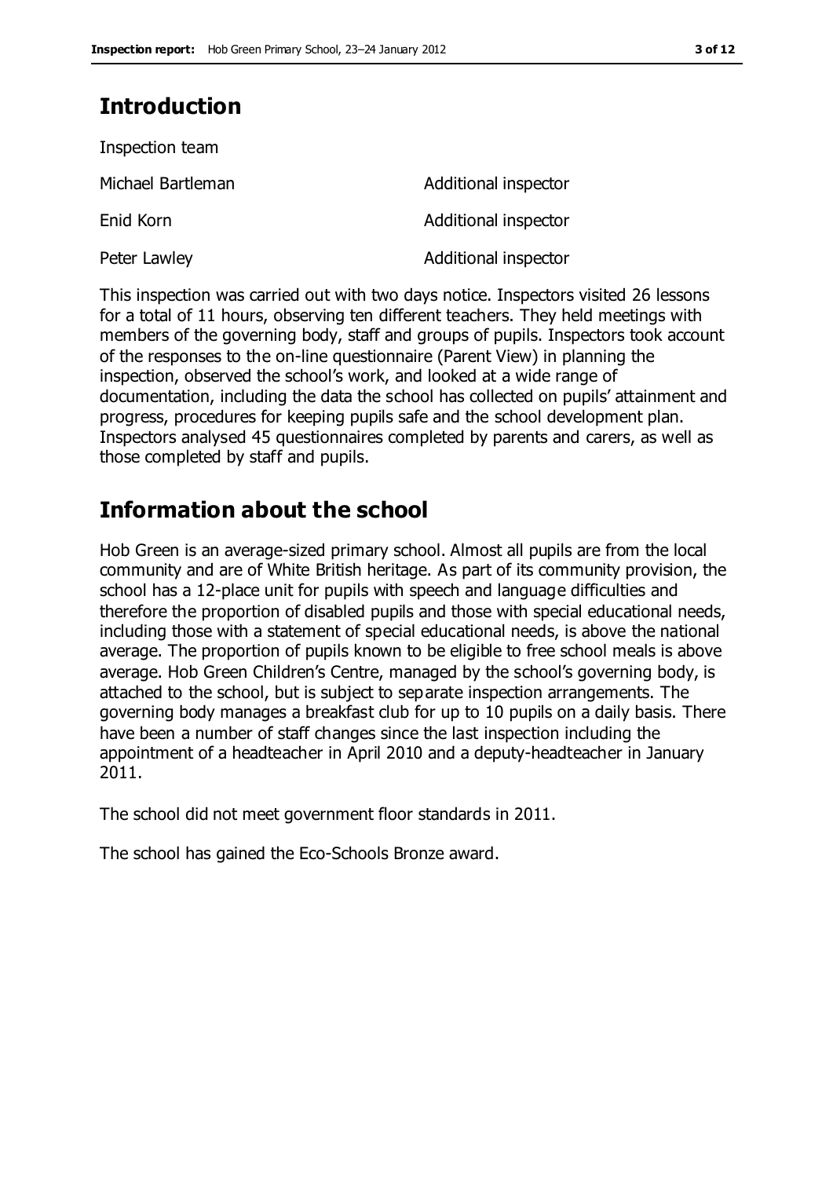## Introduction

Inspection team

| | |
|---|---|
| Michael Bartleman | Additional inspector |
| Enid Korn | Additional inspector |
| Peter Lawley | Additional inspector |

This inspection was carried out with two days notice. Inspectors visited 26 lessons for a total of 11 hours, observing ten different teachers. They held meetings with members of the governing body, staff and groups of pupils. Inspectors took account of the responses to the on-line questionnaire (Parent View) in planning the inspection, observed the school's work, and looked at a wide range of documentation, including the data the school has collected on pupils' attainment and progress, procedures for keeping pupils safe and the school development plan. Inspectors analysed 45 questionnaires completed by parents and carers, as well as those completed by staff and pupils.

## Information about the school

Hob Green is an average-sized primary school. Almost all pupils are from the local community and are of White British heritage. As part of its community provision, the school has a 12-place unit for pupils with speech and language difficulties and therefore the proportion of disabled pupils and those with special educational needs, including those with a statement of special educational needs, is above the national average. The proportion of pupils known to be eligible to free school meals is above average. Hob Green Children's Centre, managed by the school's governing body, is attached to the school, but is subject to separate inspection arrangements. The governing body manages a breakfast club for up to 10 pupils on a daily basis. There have been a number of staff changes since the last inspection including the appointment of a headteacher in April 2010 and a deputy-headteacher in January 2011.

The school did not meet government floor standards in 2011.

The school has gained the Eco-Schools Bronze award.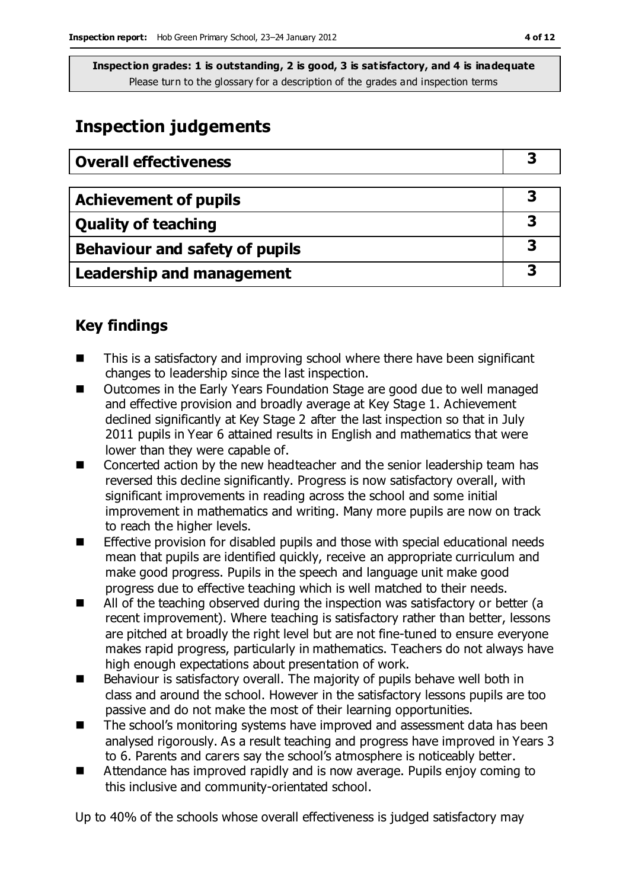**Inspection grades: 1 is outstanding, 2 is good, 3 is satisfactory, and 4 is inadequate**
Please turn to the glossary for a description of the grades and inspection terms

# Inspection judgements

| Overall effectiveness | 3 |
|---|---|
| **Achievement of pupils** | **3** |
| **Quality of teaching** | **3** |
| **Behaviour and safety of pupils** | **3** |
| **Leadership and management** | **3** |

## Key findings

- This is a satisfactory and improving school where there have been significant changes to leadership since the last inspection.
- Outcomes in the Early Years Foundation Stage are good due to well managed and effective provision and broadly average at Key Stage 1. Achievement declined significantly at Key Stage 2 after the last inspection so that in July 2011 pupils in Year 6 attained results in English and mathematics that were lower than they were capable of.
- Concerted action by the new headteacher and the senior leadership team has reversed this decline significantly. Progress is now satisfactory overall, with significant improvements in reading across the school and some initial improvement in mathematics and writing. Many more pupils are now on track to reach the higher levels.
- Effective provision for disabled pupils and those with special educational needs mean that pupils are identified quickly, receive an appropriate curriculum and make good progress. Pupils in the speech and language unit make good progress due to effective teaching which is well matched to their needs.
- All of the teaching observed during the inspection was satisfactory or better (a recent improvement). Where teaching is satisfactory rather than better, lessons are pitched at broadly the right level but are not fine-tuned to ensure everyone makes rapid progress, particularly in mathematics. Teachers do not always have high enough expectations about presentation of work.
- Behaviour is satisfactory overall. The majority of pupils behave well both in class and around the school. However in the satisfactory lessons pupils are too passive and do not make the most of their learning opportunities.
- The school's monitoring systems have improved and assessment data has been analysed rigorously. As a result teaching and progress have improved in Years 3 to 6. Parents and carers say the school's atmosphere is noticeably better.
- Attendance has improved rapidly and is now average. Pupils enjoy coming to this inclusive and community-orientated school.

Up to 40% of the schools whose overall effectiveness is judged satisfactory may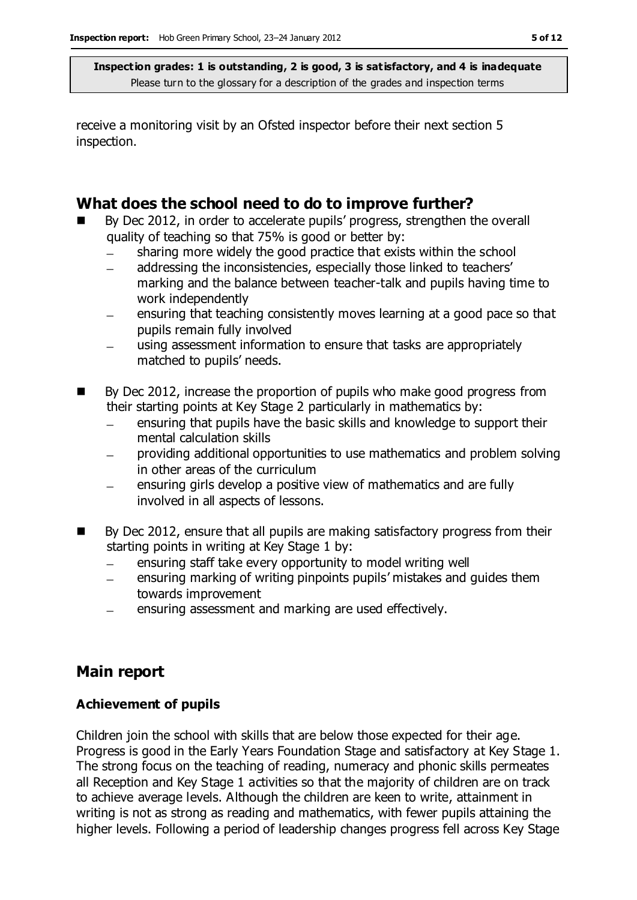receive a monitoring visit by an Ofsted inspector before their next section 5 inspection.

## What does the school need to do to improve further?

- By Dec 2012, in order to accelerate pupils' progress, strengthen the overall quality of teaching so that 75% is good or better by:
  - sharing more widely the good practice that exists within the school
  - addressing the inconsistencies, especially those linked to teachers' marking and the balance between teacher-talk and pupils having time to work independently
  - ensuring that teaching consistently moves learning at a good pace so that pupils remain fully involved
  - using assessment information to ensure that tasks are appropriately matched to pupils' needs.
- By Dec 2012, increase the proportion of pupils who make good progress from their starting points at Key Stage 2 particularly in mathematics by:
  - ensuring that pupils have the basic skills and knowledge to support their mental calculation skills
  - providing additional opportunities to use mathematics and problem solving in other areas of the curriculum
  - ensuring girls develop a positive view of mathematics and are fully involved in all aspects of lessons.
- By Dec 2012, ensure that all pupils are making satisfactory progress from their starting points in writing at Key Stage 1 by:
  - ensuring staff take every opportunity to model writing well
  - ensuring marking of writing pinpoints pupils' mistakes and guides them towards improvement
  - ensuring assessment and marking are used effectively.

## Main report

### Achievement of pupils

Children join the school with skills that are below those expected for their age. Progress is good in the Early Years Foundation Stage and satisfactory at Key Stage 1. The strong focus on the teaching of reading, numeracy and phonic skills permeates all Reception and Key Stage 1 activities so that the majority of children are on track to achieve average levels. Although the children are keen to write, attainment in writing is not as strong as reading and mathematics, with fewer pupils attaining the higher levels. Following a period of leadership changes progress fell across Key Stage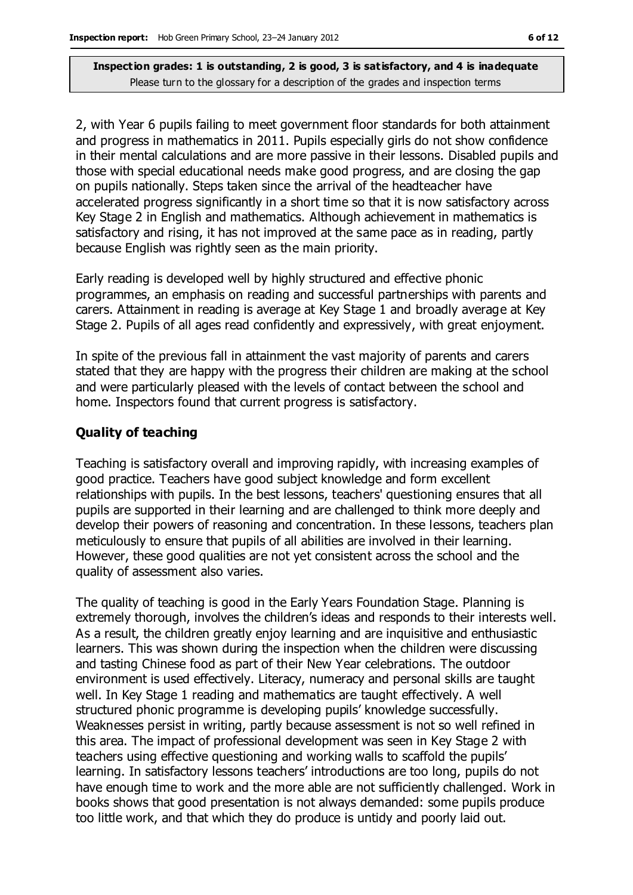2, with Year 6 pupils failing to meet government floor standards for both attainment and progress in mathematics in 2011. Pupils especially girls do not show confidence in their mental calculations and are more passive in their lessons. Disabled pupils and those with special educational needs make good progress, and are closing the gap on pupils nationally. Steps taken since the arrival of the headteacher have accelerated progress significantly in a short time so that it is now satisfactory across Key Stage 2 in English and mathematics. Although achievement in mathematics is satisfactory and rising, it has not improved at the same pace as in reading, partly because English was rightly seen as the main priority.

Early reading is developed well by highly structured and effective phonic programmes, an emphasis on reading and successful partnerships with parents and carers. Attainment in reading is average at Key Stage 1 and broadly average at Key Stage 2. Pupils of all ages read confidently and expressively, with great enjoyment.

In spite of the previous fall in attainment the vast majority of parents and carers stated that they are happy with the progress their children are making at the school and were particularly pleased with the levels of contact between the school and home. Inspectors found that current progress is satisfactory.

### Quality of teaching

Teaching is satisfactory overall and improving rapidly, with increasing examples of good practice. Teachers have good subject knowledge and form excellent relationships with pupils. In the best lessons, teachers' questioning ensures that all pupils are supported in their learning and are challenged to think more deeply and develop their powers of reasoning and concentration. In these lessons, teachers plan meticulously to ensure that pupils of all abilities are involved in their learning. However, these good qualities are not yet consistent across the school and the quality of assessment also varies.

The quality of teaching is good in the Early Years Foundation Stage. Planning is extremely thorough, involves the children's ideas and responds to their interests well. As a result, the children greatly enjoy learning and are inquisitive and enthusiastic learners. This was shown during the inspection when the children were discussing and tasting Chinese food as part of their New Year celebrations. The outdoor environment is used effectively. Literacy, numeracy and personal skills are taught well. In Key Stage 1 reading and mathematics are taught effectively. A well structured phonic programme is developing pupils' knowledge successfully. Weaknesses persist in writing, partly because assessment is not so well refined in this area. The impact of professional development was seen in Key Stage 2 with teachers using effective questioning and working walls to scaffold the pupils' learning. In satisfactory lessons teachers' introductions are too long, pupils do not have enough time to work and the more able are not sufficiently challenged. Work in books shows that good presentation is not always demanded: some pupils produce too little work, and that which they do produce is untidy and poorly laid out.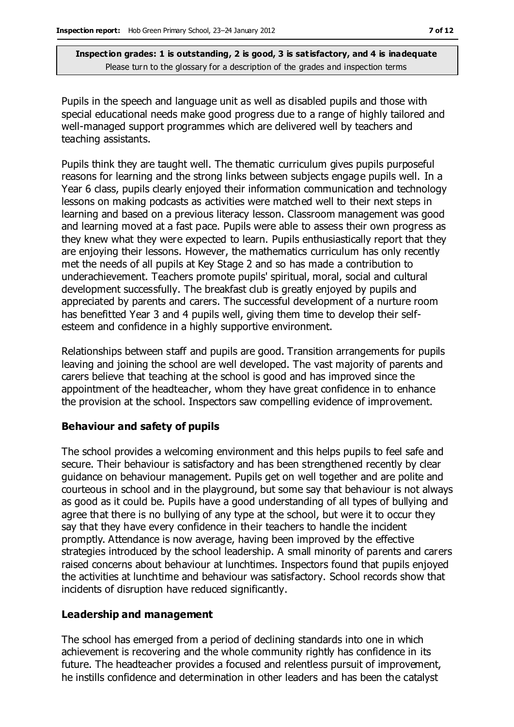**Inspection grades: 1 is outstanding, 2 is good, 3 is satisfactory, and 4 is inadequate**
Please turn to the glossary for a description of the grades and inspection terms

Pupils in the speech and language unit as well as disabled pupils and those with special educational needs make good progress due to a range of highly tailored and well-managed support programmes which are delivered well by teachers and teaching assistants.

Pupils think they are taught well. The thematic curriculum gives pupils purposeful reasons for learning and the strong links between subjects engage pupils well. In a Year 6 class, pupils clearly enjoyed their information communication and technology lessons on making podcasts as activities were matched well to their next steps in learning and based on a previous literacy lesson. Classroom management was good and learning moved at a fast pace. Pupils were able to assess their own progress as they knew what they were expected to learn. Pupils enthusiastically report that they are enjoying their lessons. However, the mathematics curriculum has only recently met the needs of all pupils at Key Stage 2 and so has made a contribution to underachievement. Teachers promote pupils' spiritual, moral, social and cultural development successfully. The breakfast club is greatly enjoyed by pupils and appreciated by parents and carers. The successful development of a nurture room has benefitted Year 3 and 4 pupils well, giving them time to develop their self-esteem and confidence in a highly supportive environment.

Relationships between staff and pupils are good. Transition arrangements for pupils leaving and joining the school are well developed. The vast majority of parents and carers believe that teaching at the school is good and has improved since the appointment of the headteacher, whom they have great confidence in to enhance the provision at the school. Inspectors saw compelling evidence of improvement.

### Behaviour and safety of pupils

The school provides a welcoming environment and this helps pupils to feel safe and secure. Their behaviour is satisfactory and has been strengthened recently by clear guidance on behaviour management. Pupils get on well together and are polite and courteous in school and in the playground, but some say that behaviour is not always as good as it could be. Pupils have a good understanding of all types of bullying and agree that there is no bullying of any type at the school, but were it to occur they say that they have every confidence in their teachers to handle the incident promptly. Attendance is now average, having been improved by the effective strategies introduced by the school leadership. A small minority of parents and carers raised concerns about behaviour at lunchtimes. Inspectors found that pupils enjoyed the activities at lunchtime and behaviour was satisfactory. School records show that incidents of disruption have reduced significantly.

### Leadership and management

The school has emerged from a period of declining standards into one in which achievement is recovering and the whole community rightly has confidence in its future. The headteacher provides a focused and relentless pursuit of improvement, he instills confidence and determination in other leaders and has been the catalyst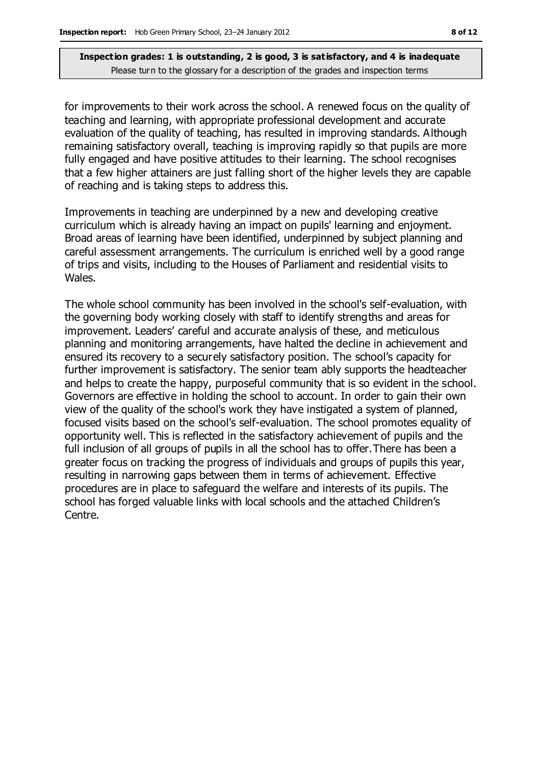for improvements to their work across the school. A renewed focus on the quality of teaching and learning, with appropriate professional development and accurate evaluation of the quality of teaching, has resulted in improving standards. Although remaining satisfactory overall, teaching is improving rapidly so that pupils are more fully engaged and have positive attitudes to their learning. The school recognises that a few higher attainers are just falling short of the higher levels they are capable of reaching and is taking steps to address this.

Improvements in teaching are underpinned by a new and developing creative curriculum which is already having an impact on pupils' learning and enjoyment. Broad areas of learning have been identified, underpinned by subject planning and careful assessment arrangements. The curriculum is enriched well by a good range of trips and visits, including to the Houses of Parliament and residential visits to Wales.

The whole school community has been involved in the school's self-evaluation, with the governing body working closely with staff to identify strengths and areas for improvement. Leaders' careful and accurate analysis of these, and meticulous planning and monitoring arrangements, have halted the decline in achievement and ensured its recovery to a securely satisfactory position. The school's capacity for further improvement is satisfactory. The senior team ably supports the headteacher and helps to create the happy, purposeful community that is so evident in the school. Governors are effective in holding the school to account. In order to gain their own view of the quality of the school's work they have instigated a system of planned, focused visits based on the school's self-evaluation. The school promotes equality of opportunity well. This is reflected in the satisfactory achievement of pupils and the full inclusion of all groups of pupils in all the school has to offer. There has been a greater focus on tracking the progress of individuals and groups of pupils this year, resulting in narrowing gaps between them in terms of achievement. Effective procedures are in place to safeguard the welfare and interests of its pupils. The school has forged valuable links with local schools and the attached Children's Centre.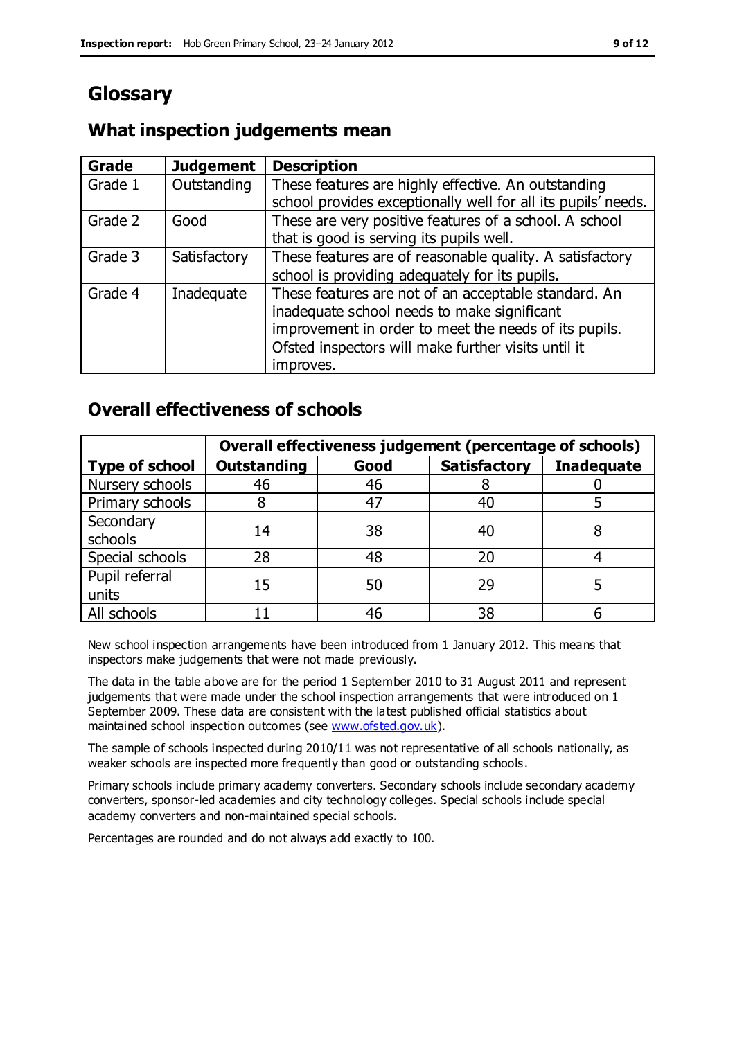# Glossary

## What inspection judgements mean

| Grade | Judgement | Description |
|---|---|---|
| Grade 1 | Outstanding | These features are highly effective. An outstanding school provides exceptionally well for all its pupils' needs. |
| Grade 2 | Good | These are very positive features of a school. A school that is good is serving its pupils well. |
| Grade 3 | Satisfactory | These features are of reasonable quality. A satisfactory school is providing adequately for its pupils. |
| Grade 4 | Inadequate | These features are not of an acceptable standard. An inadequate school needs to make significant improvement in order to meet the needs of its pupils. Ofsted inspectors will make further visits until it improves. |

## Overall effectiveness of schools

| | **Overall effectiveness judgement (percentage of schools)** | | | |
|---|---|---|---|---|
| **Type of school** | **Outstanding** | **Good** | **Satisfactory** | **Inadequate** |
| Nursery schools | 46 | 46 | 8 | 0 |
| Primary schools | 8 | 47 | 40 | 5 |
| Secondary schools | 14 | 38 | 40 | 8 |
| Special schools | 28 | 48 | 20 | 4 |
| Pupil referral units | 15 | 50 | 29 | 5 |
| All schools | 11 | 46 | 38 | 6 |

New school inspection arrangements have been introduced from 1 January 2012. This means that inspectors make judgements that were not made previously.

The data in the table above are for the period 1 September 2010 to 31 August 2011 and represent judgements that were made under the school inspection arrangements that were introduced on 1 September 2009. These data are consistent with the latest published official statistics about maintained school inspection outcomes (see www.ofsted.gov.uk).

The sample of schools inspected during 2010/11 was not representative of all schools nationally, as weaker schools are inspected more frequently than good or outstanding schools.

Primary schools include primary academy converters. Secondary schools include secondary academy converters, sponsor-led academies and city technology colleges. Special schools include special academy converters and non-maintained special schools.

Percentages are rounded and do not always add exactly to 100.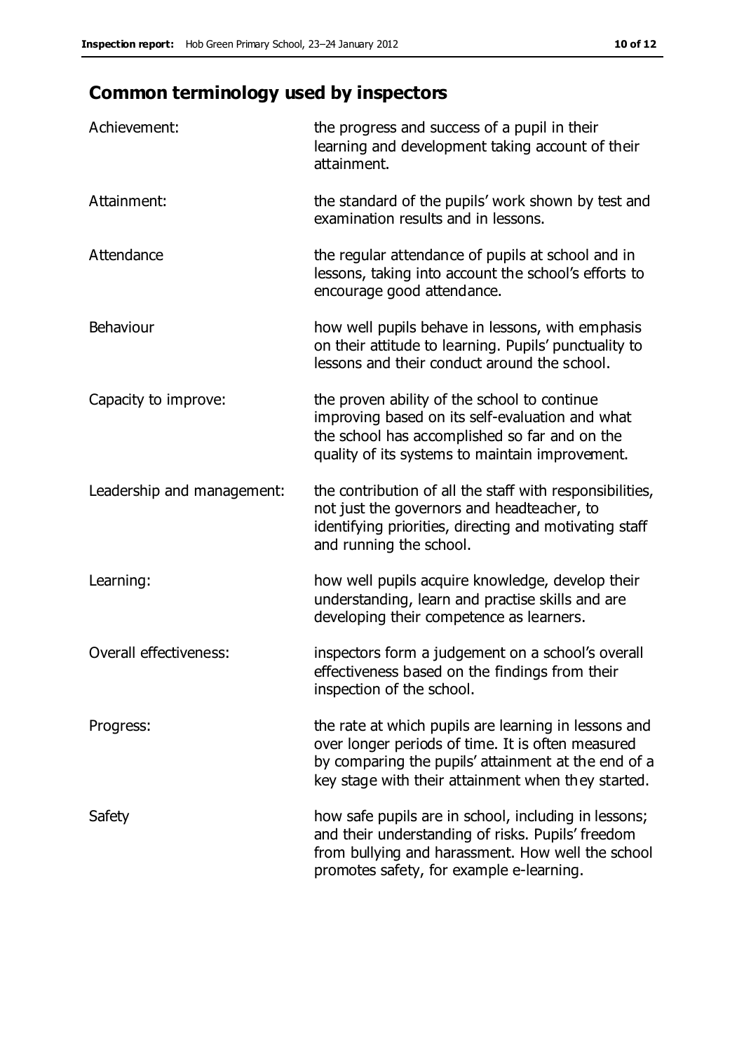## Common terminology used by inspectors

| | |
|---|---|
| Achievement: | the progress and success of a pupil in their learning and development taking account of their attainment. |
| Attainment: | the standard of the pupils' work shown by test and examination results and in lessons. |
| Attendance | the regular attendance of pupils at school and in lessons, taking into account the school's efforts to encourage good attendance. |
| Behaviour | how well pupils behave in lessons, with emphasis on their attitude to learning. Pupils' punctuality to lessons and their conduct around the school. |
| Capacity to improve: | the proven ability of the school to continue improving based on its self-evaluation and what the school has accomplished so far and on the quality of its systems to maintain improvement. |
| Leadership and management: | the contribution of all the staff with responsibilities, not just the governors and headteacher, to identifying priorities, directing and motivating staff and running the school. |
| Learning: | how well pupils acquire knowledge, develop their understanding, learn and practise skills and are developing their competence as learners. |
| Overall effectiveness: | inspectors form a judgement on a school's overall effectiveness based on the findings from their inspection of the school. |
| Progress: | the rate at which pupils are learning in lessons and over longer periods of time. It is often measured by comparing the pupils' attainment at the end of a key stage with their attainment when they started. |
| Safety | how safe pupils are in school, including in lessons; and their understanding of risks. Pupils' freedom from bullying and harassment. How well the school promotes safety, for example e-learning. |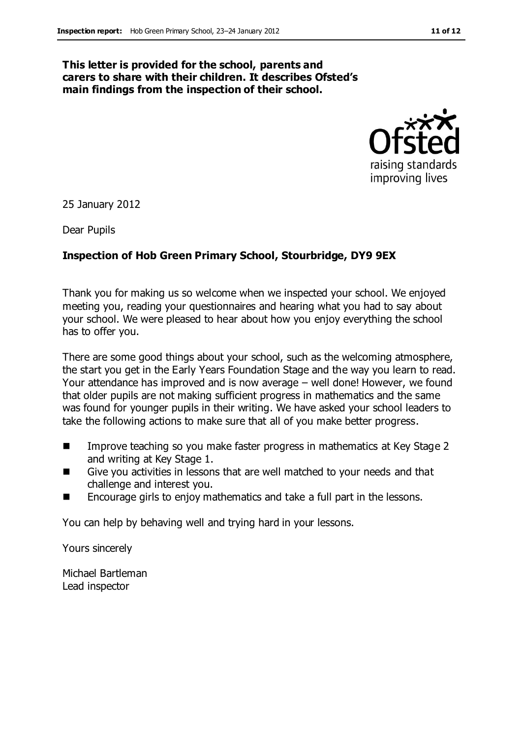**This letter is provided for the school, parents and carers to share with their children. It describes Ofsted's main findings from the inspection of their school.**

25 January 2012

Dear Pupils

**Inspection of Hob Green Primary School, Stourbridge, DY9 9EX**

Thank you for making us so welcome when we inspected your school. We enjoyed meeting you, reading your questionnaires and hearing what you had to say about your school. We were pleased to hear about how you enjoy everything the school has to offer you.

There are some good things about your school, such as the welcoming atmosphere, the start you get in the Early Years Foundation Stage and the way you learn to read. Your attendance has improved and is now average – well done! However, we found that older pupils are not making sufficient progress in mathematics and the same was found for younger pupils in their writing. We have asked your school leaders to take the following actions to make sure that all of you make better progress.

- Improve teaching so you make faster progress in mathematics at Key Stage 2 and writing at Key Stage 1.
- Give you activities in lessons that are well matched to your needs and that challenge and interest you.
- Encourage girls to enjoy mathematics and take a full part in the lessons.

You can help by behaving well and trying hard in your lessons.

Yours sincerely

Michael Bartleman
Lead inspector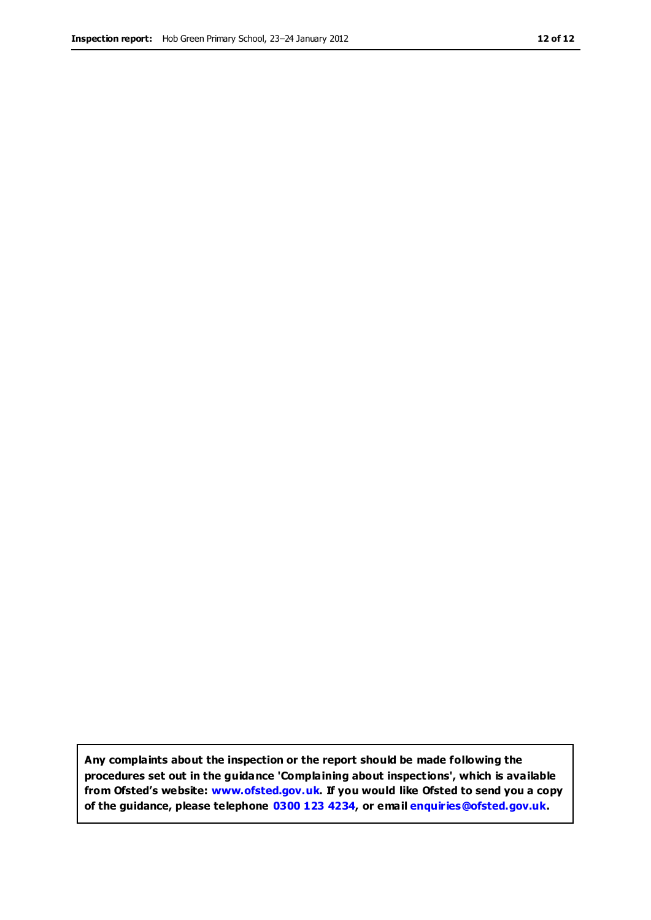**Any complaints about the inspection or the report should be made following the procedures set out in the guidance 'Complaining about inspections', which is available from Ofsted's website: www.ofsted.gov.uk. If you would like Ofsted to send you a copy of the guidance, please telephone 0300 123 4234, or email enquiries@ofsted.gov.uk.**